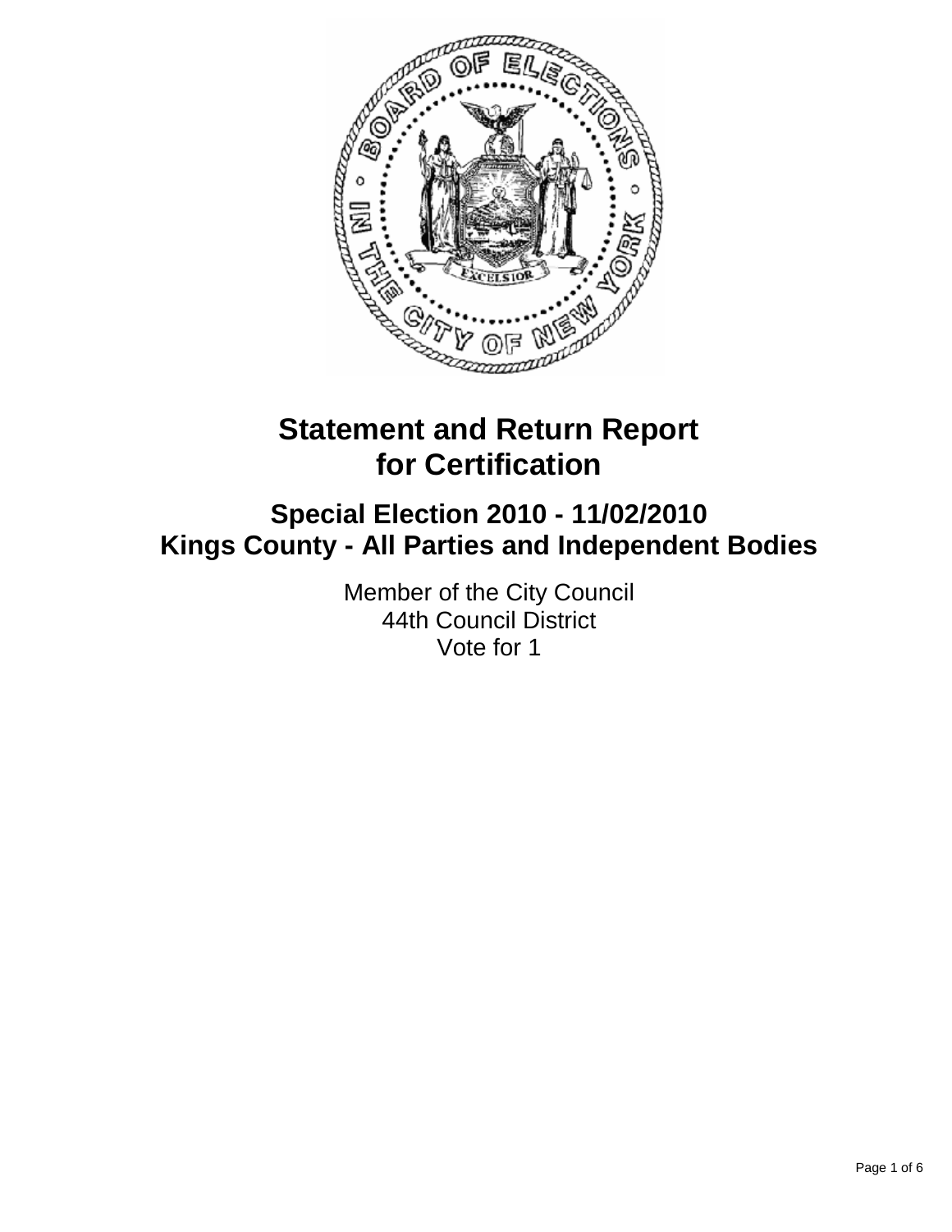# Statement and Return Report for Certification

## Special Election 2010 - 11/02/2010
## Kings County - All Parties and Independent Bodies

Member of the City Council
44th Council District
Vote for 1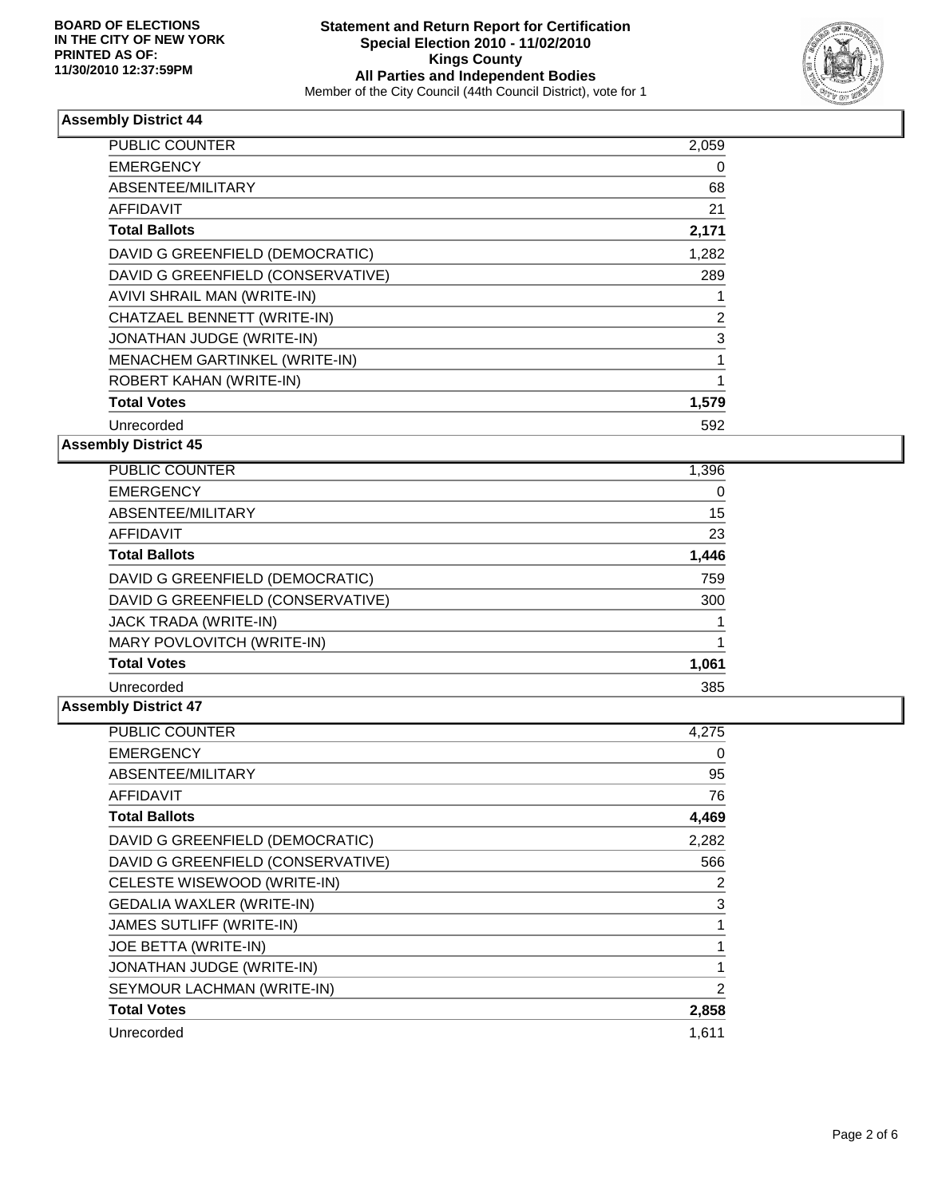**BOARD OF ELECTIONS IN THE CITY OF NEW YORK PRINTED AS OF: 11/30/2010 12:37:59PM**

**Statement and Return Report for Certification Special Election 2010 - 11/02/2010 Kings County All Parties and Independent Bodies**
Member of the City Council (44th Council District), vote for 1

## Assembly District 44

| | |
|---|---|
| PUBLIC COUNTER | 2,059 |
| EMERGENCY | 0 |
| ABSENTEE/MILITARY | 68 |
| AFFIDAVIT | 21 |
| **Total Ballots** | **2,171** |
| DAVID G GREENFIELD (DEMOCRATIC) | 1,282 |
| DAVID G GREENFIELD (CONSERVATIVE) | 289 |
| AVIVI SHRAIL MAN (WRITE-IN) | 1 |
| CHATZAEL BENNETT (WRITE-IN) | 2 |
| JONATHAN JUDGE (WRITE-IN) | 3 |
| MENACHEM GARTINKEL (WRITE-IN) | 1 |
| ROBERT KAHAN (WRITE-IN) | 1 |
| **Total Votes** | **1,579** |
| Unrecorded | 592 |

## Assembly District 45

| | |
|---|---|
| PUBLIC COUNTER | 1,396 |
| EMERGENCY | 0 |
| ABSENTEE/MILITARY | 15 |
| AFFIDAVIT | 23 |
| **Total Ballots** | **1,446** |
| DAVID G GREENFIELD (DEMOCRATIC) | 759 |
| DAVID G GREENFIELD (CONSERVATIVE) | 300 |
| JACK TRADA (WRITE-IN) | 1 |
| MARY POVLOVITCH (WRITE-IN) | 1 |
| **Total Votes** | **1,061** |
| Unrecorded | 385 |

## Assembly District 47

| | |
|---|---|
| PUBLIC COUNTER | 4,275 |
| EMERGENCY | 0 |
| ABSENTEE/MILITARY | 95 |
| AFFIDAVIT | 76 |
| **Total Ballots** | **4,469** |
| DAVID G GREENFIELD (DEMOCRATIC) | 2,282 |
| DAVID G GREENFIELD (CONSERVATIVE) | 566 |
| CELESTE WISEWOOD (WRITE-IN) | 2 |
| GEDALIA WAXLER (WRITE-IN) | 3 |
| JAMES SUTLIFF (WRITE-IN) | 1 |
| JOE BETTA (WRITE-IN) | 1 |
| JONATHAN JUDGE (WRITE-IN) | 1 |
| SEYMOUR LACHMAN (WRITE-IN) | 2 |
| **Total Votes** | **2,858** |
| Unrecorded | 1,611 |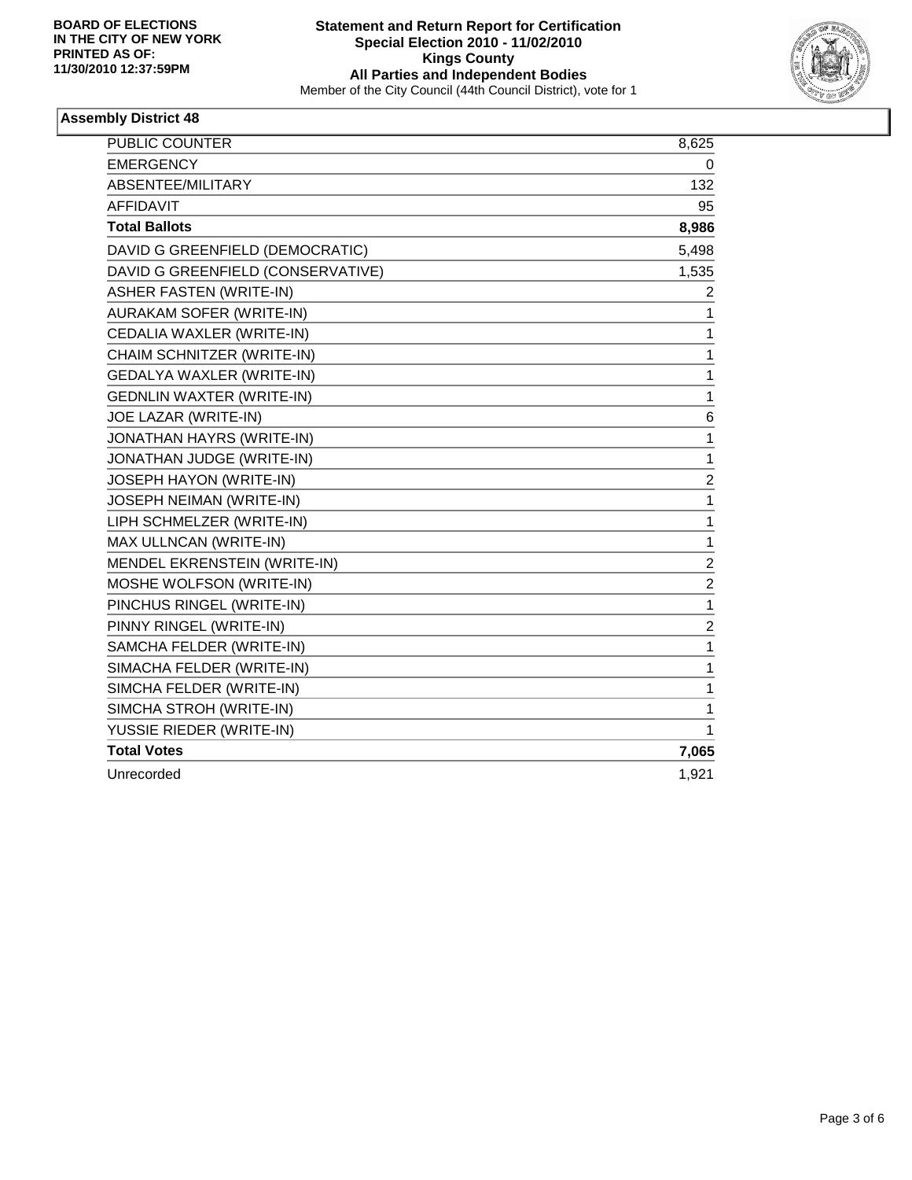**BOARD OF ELECTIONS IN THE CITY OF NEW YORK PRINTED AS OF: 11/30/2010 12:37:59PM**

**Statement and Return Report for Certification**
**Special Election 2010 - 11/02/2010**
**Kings County**
**All Parties and Independent Bodies**
Member of the City Council (44th Council District), vote for 1

## Assembly District 48

| | |
|---|---|
| PUBLIC COUNTER | 8,625 |
| EMERGENCY | 0 |
| ABSENTEE/MILITARY | 132 |
| AFFIDAVIT | 95 |
| **Total Ballots** | **8,986** |
| DAVID G GREENFIELD (DEMOCRATIC) | 5,498 |
| DAVID G GREENFIELD (CONSERVATIVE) | 1,535 |
| ASHER FASTEN (WRITE-IN) | 2 |
| AURAKAM SOFER (WRITE-IN) | 1 |
| CEDALIA WAXLER (WRITE-IN) | 1 |
| CHAIM SCHNITZER (WRITE-IN) | 1 |
| GEDALYA WAXLER (WRITE-IN) | 1 |
| GEDNLIN WAXTER (WRITE-IN) | 1 |
| JOE LAZAR (WRITE-IN) | 6 |
| JONATHAN HAYRS (WRITE-IN) | 1 |
| JONATHAN JUDGE (WRITE-IN) | 1 |
| JOSEPH HAYON (WRITE-IN) | 2 |
| JOSEPH NEIMAN (WRITE-IN) | 1 |
| LIPH SCHMELZER (WRITE-IN) | 1 |
| MAX ULLNCAN (WRITE-IN) | 1 |
| MENDEL EKRENSTEIN (WRITE-IN) | 2 |
| MOSHE WOLFSON (WRITE-IN) | 2 |
| PINCHUS RINGEL (WRITE-IN) | 1 |
| PINNY RINGEL (WRITE-IN) | 2 |
| SAMCHA FELDER (WRITE-IN) | 1 |
| SIMACHA FELDER (WRITE-IN) | 1 |
| SIMCHA FELDER (WRITE-IN) | 1 |
| SIMCHA STROH (WRITE-IN) | 1 |
| YUSSIE RIEDER (WRITE-IN) | 1 |
| **Total Votes** | **7,065** |
| Unrecorded | 1,921 |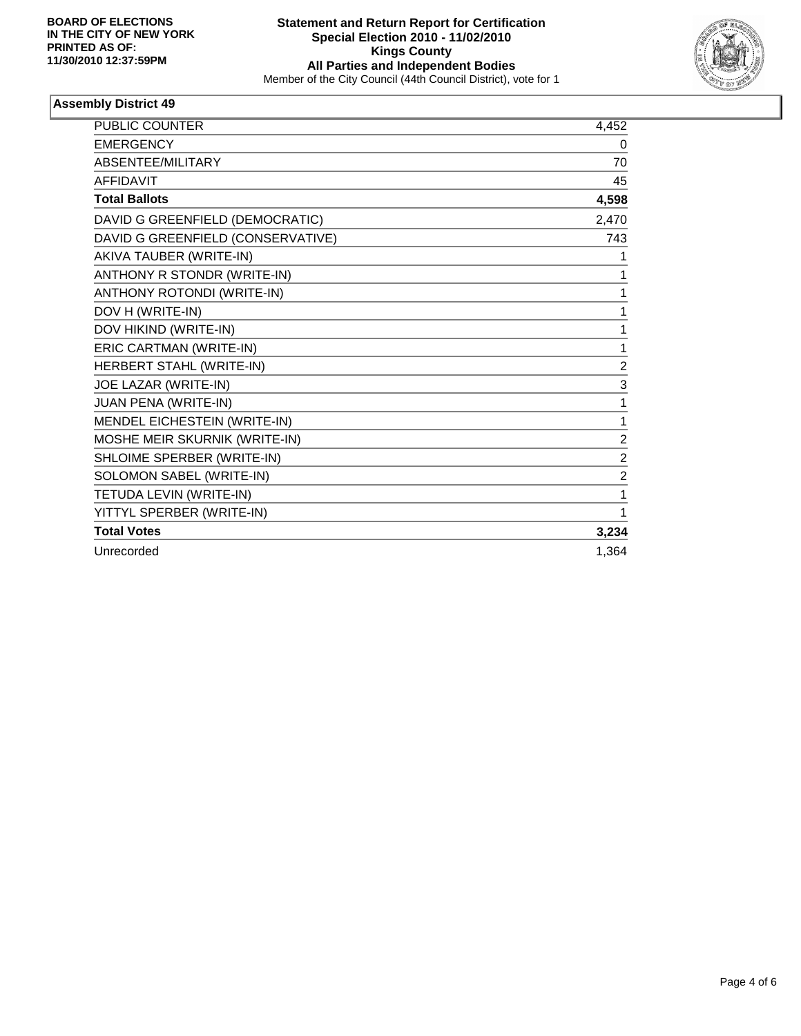**BOARD OF ELECTIONS IN THE CITY OF NEW YORK PRINTED AS OF: 11/30/2010 12:37:59PM**

**Statement and Return Report for Certification**
**Special Election 2010 - 11/02/2010**
**Kings County**
**All Parties and Independent Bodies**
Member of the City Council (44th Council District), vote for 1

### Assembly District 49

| | |
|---|---|
| PUBLIC COUNTER | 4,452 |
| EMERGENCY | 0 |
| ABSENTEE/MILITARY | 70 |
| AFFIDAVIT | 45 |
| **Total Ballots** | **4,598** |
| DAVID G GREENFIELD (DEMOCRATIC) | 2,470 |
| DAVID G GREENFIELD (CONSERVATIVE) | 743 |
| AKIVA TAUBER (WRITE-IN) | 1 |
| ANTHONY R STONDR (WRITE-IN) | 1 |
| ANTHONY ROTONDI (WRITE-IN) | 1 |
| DOV H (WRITE-IN) | 1 |
| DOV HIKIND (WRITE-IN) | 1 |
| ERIC CARTMAN (WRITE-IN) | 1 |
| HERBERT STAHL (WRITE-IN) | 2 |
| JOE LAZAR (WRITE-IN) | 3 |
| JUAN PENA (WRITE-IN) | 1 |
| MENDEL EICHESTEIN (WRITE-IN) | 1 |
| MOSHE MEIR SKURNIK (WRITE-IN) | 2 |
| SHLOIME SPERBER (WRITE-IN) | 2 |
| SOLOMON SABEL (WRITE-IN) | 2 |
| TETUDA LEVIN (WRITE-IN) | 1 |
| YITTYL SPERBER (WRITE-IN) | 1 |
| **Total Votes** | **3,234** |
| Unrecorded | 1,364 |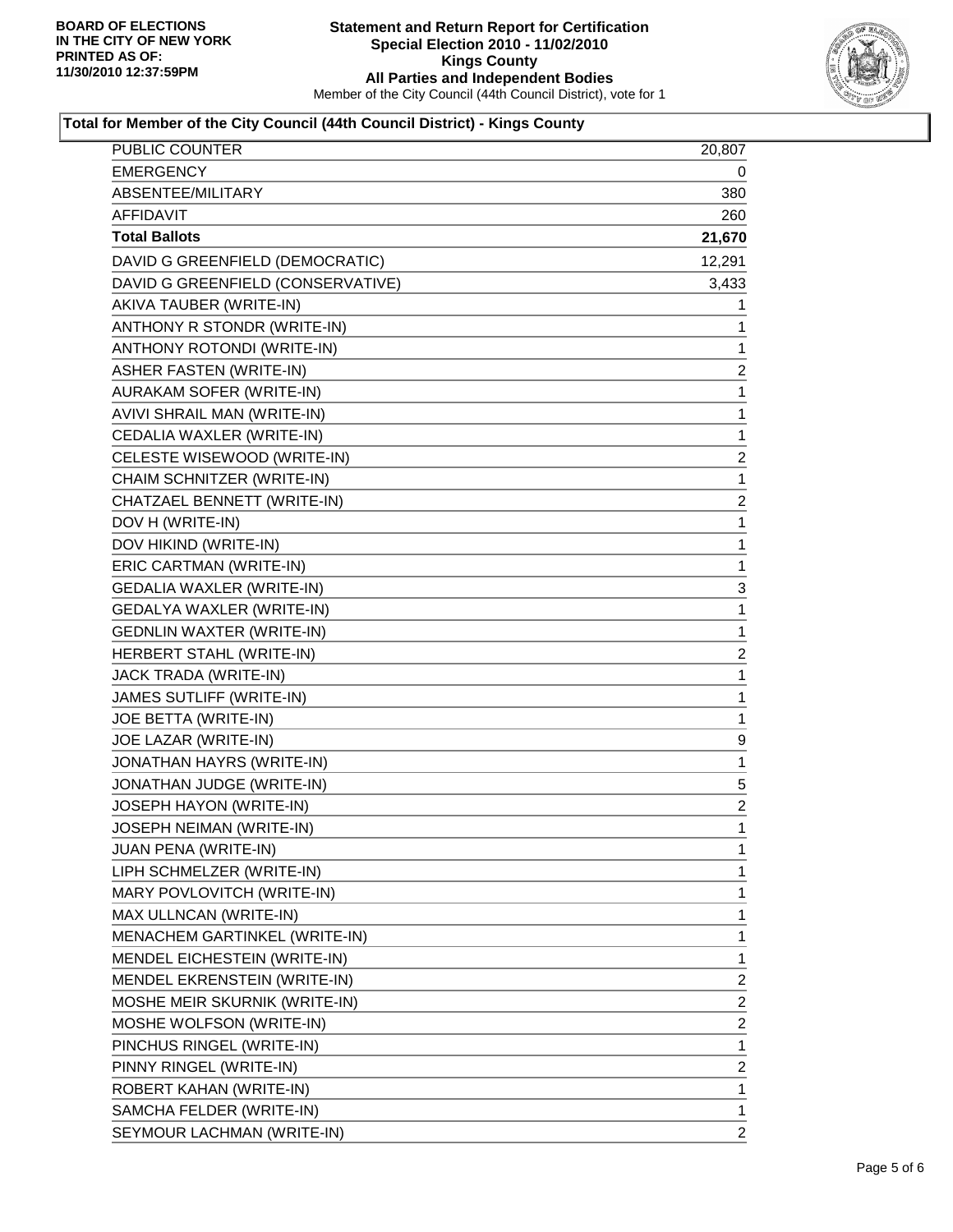**BOARD OF ELECTIONS IN THE CITY OF NEW YORK PRINTED AS OF: 11/30/2010 12:37:59PM**

**Statement and Return Report for Certification Special Election 2010 - 11/02/2010 Kings County All Parties and Independent Bodies**

Member of the City Council (44th Council District), vote for 1

## Total for Member of the City Council (44th Council District) - Kings County

| | |
|---|---|
| PUBLIC COUNTER | 20,807 |
| EMERGENCY | 0 |
| ABSENTEE/MILITARY | 380 |
| AFFIDAVIT | 260 |
| **Total Ballots** | **21,670** |
| DAVID G GREENFIELD (DEMOCRATIC) | 12,291 |
| DAVID G GREENFIELD (CONSERVATIVE) | 3,433 |
| AKIVA TAUBER (WRITE-IN) | 1 |
| ANTHONY R STONDR (WRITE-IN) | 1 |
| ANTHONY ROTONDI (WRITE-IN) | 1 |
| ASHER FASTEN (WRITE-IN) | 2 |
| AURAKAM SOFER (WRITE-IN) | 1 |
| AVIVI SHRAIL MAN (WRITE-IN) | 1 |
| CEDALIA WAXLER (WRITE-IN) | 1 |
| CELESTE WISEWOOD (WRITE-IN) | 2 |
| CHAIM SCHNITZER (WRITE-IN) | 1 |
| CHATZAEL BENNETT (WRITE-IN) | 2 |
| DOV H (WRITE-IN) | 1 |
| DOV HIKIND (WRITE-IN) | 1 |
| ERIC CARTMAN (WRITE-IN) | 1 |
| GEDALIA WAXLER (WRITE-IN) | 3 |
| GEDALYA WAXLER (WRITE-IN) | 1 |
| GEDNLIN WAXTER (WRITE-IN) | 1 |
| HERBERT STAHL (WRITE-IN) | 2 |
| JACK TRADA (WRITE-IN) | 1 |
| JAMES SUTLIFF (WRITE-IN) | 1 |
| JOE BETTA (WRITE-IN) | 1 |
| JOE LAZAR (WRITE-IN) | 9 |
| JONATHAN HAYRS (WRITE-IN) | 1 |
| JONATHAN JUDGE (WRITE-IN) | 5 |
| JOSEPH HAYON (WRITE-IN) | 2 |
| JOSEPH NEIMAN (WRITE-IN) | 1 |
| JUAN PENA (WRITE-IN) | 1 |
| LIPH SCHMELZER (WRITE-IN) | 1 |
| MARY POVLOVITCH (WRITE-IN) | 1 |
| MAX ULLNCAN (WRITE-IN) | 1 |
| MENACHEM GARTINKEL (WRITE-IN) | 1 |
| MENDEL EICHESTEIN (WRITE-IN) | 1 |
| MENDEL EKRENSTEIN (WRITE-IN) | 2 |
| MOSHE MEIR SKURNIK (WRITE-IN) | 2 |
| MOSHE WOLFSON (WRITE-IN) | 2 |
| PINCHUS RINGEL (WRITE-IN) | 1 |
| PINNY RINGEL (WRITE-IN) | 2 |
| ROBERT KAHAN (WRITE-IN) | 1 |
| SAMCHA FELDER (WRITE-IN) | 1 |
| SEYMOUR LACHMAN (WRITE-IN) | 2 |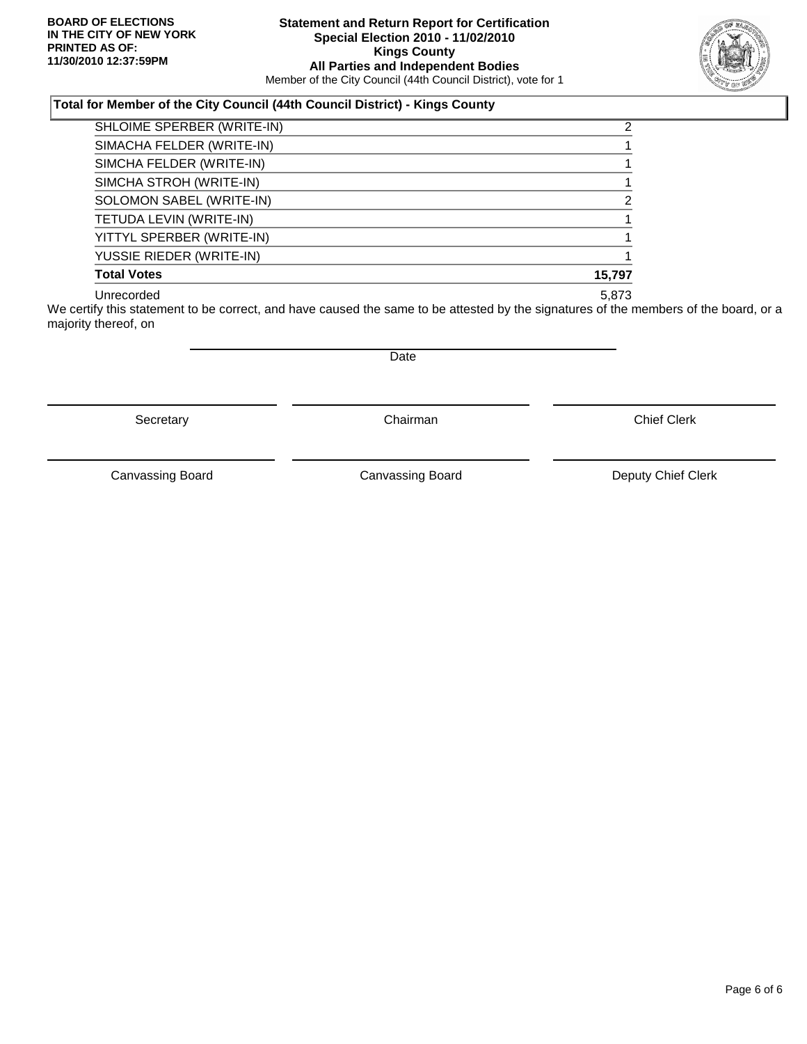**BOARD OF ELECTIONS IN THE CITY OF NEW YORK PRINTED AS OF: 11/30/2010 12:37:59PM**

**Statement and Return Report for Certification**
**Special Election 2010 - 11/02/2010**
**Kings County**
**All Parties and Independent Bodies**
Member of the City Council (44th Council District), vote for 1

## Total for Member of the City Council (44th Council District) - Kings County

| | |
|---|---|
| SHLOIME SPERBER (WRITE-IN) | 2 |
| SIMACHA FELDER (WRITE-IN) | 1 |
| SIMCHA FELDER (WRITE-IN) | 1 |
| SIMCHA STROH (WRITE-IN) | 1 |
| SOLOMON SABEL (WRITE-IN) | 2 |
| TETUDA LEVIN (WRITE-IN) | 1 |
| YITTYL SPERBER (WRITE-IN) | 1 |
| YUSSIE RIEDER (WRITE-IN) | 1 |
| **Total Votes** | **15,797** |
| Unrecorded | 5,873 |

We certify this statement to be correct, and have caused the same to be attested by the signatures of the members of the board, or a majority thereof, on

Date

Secretary | Chairman | Chief Clerk

Canvassing Board | Canvassing Board | Deputy Chief Clerk